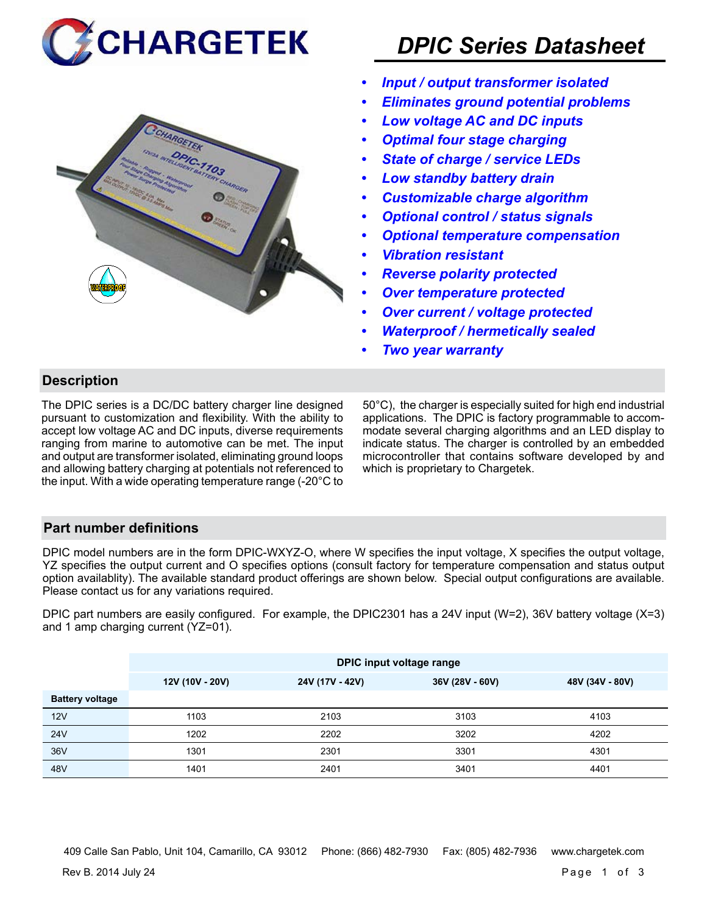# CHARGETEK

# DPIC Series Datasheet

- *Input / output transformer isolated*
- *Eliminates ground potential problems*
- *Low voltage AC and DC inputs*
- *Optimal four stage charging*
- *State of charge / service LEDs*
- *Low standby battery drain*
- *Customizable charge algorithm*
- *Optional control / status signals*
- *Optional temperature compensation*
- *Vibration resistant*
- *Reverse polarity protected*
- *Over temperature protected*
- *Over current / voltage protected*
- *Waterproof / hermetically sealed*
- *Two year warranty*

## Description

The DPIC series is a DC/DC battery charger line designed pursuant to customization and flexibility. With the ability to accept low voltage AC and DC inputs, diverse requirements ranging from marine to automotive can be met. The input and output are transformer isolated, eliminating ground loops and allowing battery charging at potentials not referenced to the input. With a wide operating temperature range (-20°C to 50°C), the charger is especially suited for high end industrial applications. The DPIC is factory programmable to accommodate several charging algorithms and an LED display to indicate status. The charger is controlled by an embedded microcontroller that contains software developed by and which is proprietary to Chargetek.

## Part number definitions

DPIC model numbers are in the form DPIC-WXYZ-O, where W specifies the input voltage, X specifies the output voltage, YZ specifies the output current and O specifies options (consult factory for temperature compensation and status output option availablity). The available standard product offerings are shown below. Special output configurations are available. Please contact us for any variations required.

DPIC part numbers are easily configured. For example, the DPIC2301 has a 24V input (W=2), 36V battery voltage (X=3) and 1 amp charging current (YZ=01).

| | DPIC input voltage range | | | |
|---|---|---|---|---|
| | 12V (10V - 20V) | 24V (17V - 42V) | 36V (28V - 60V) | 48V (34V - 80V) |
| **Battery voltage** | | | | |
| 12V | 1103 | 2103 | 3103 | 4103 |
| 24V | 1202 | 2202 | 3202 | 4202 |
| 36V | 1301 | 2301 | 3301 | 4301 |
| 48V | 1401 | 2401 | 3401 | 4401 |

409 Calle San Pablo, Unit 104, Camarillo, CA 93012 Phone: (866) 482-7930 Fax: (805) 482-7936 www.chargetek.com

Rev B. 2014 July 24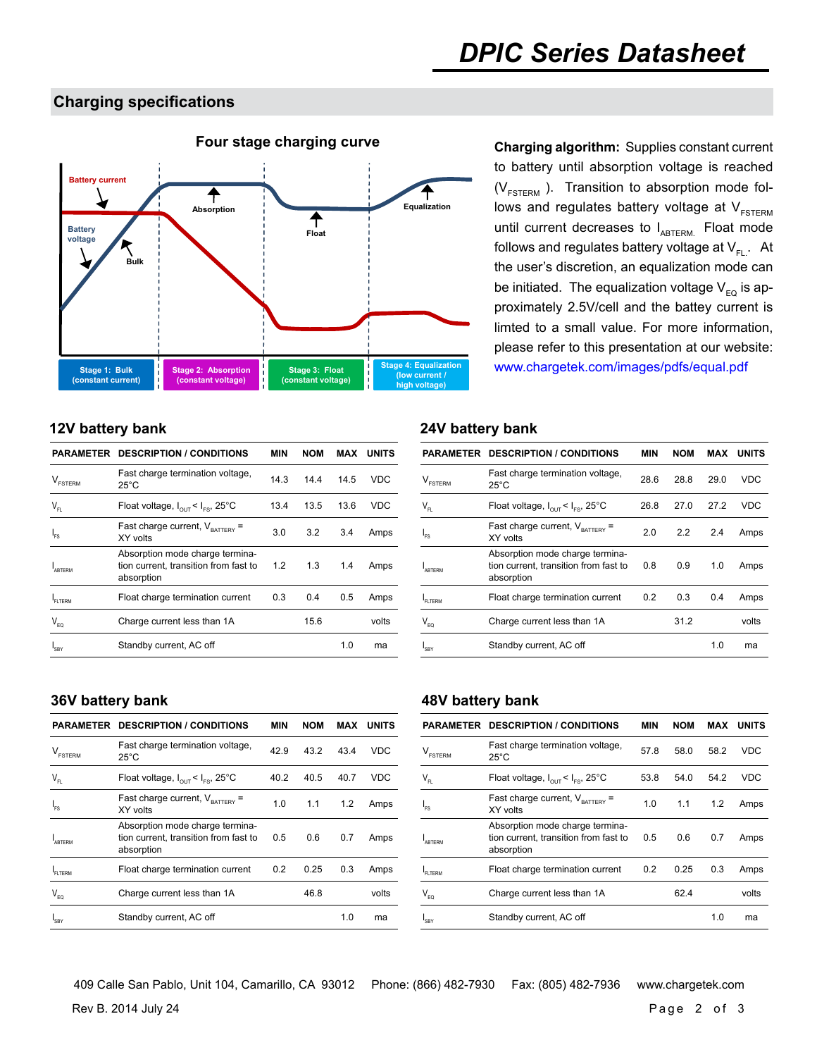## Charging specifications

### Four stage charging curve

Battery current | Absorption | Equalization | Battery voltage | Bulk | Float

Stage 1: Bulk (constant current) | Stage 2: Absorption (constant voltage) | Stage 3: Float (constant voltage) | Stage 4: Equalization (low current / high voltage)

**Charging algorithm:** Supplies constant current to battery until absorption voltage is reached ($V_{FSTERM}$). Transition to absorption mode follows and regulates battery voltage at $V_{FSTERM}$ until current decreases to $I_{ABTERM}$. Float mode follows and regulates battery voltage at $V_{FL}$. At the user's discretion, an equalization mode can be initiated. The equalization voltage $V_{EQ}$ is approximately 2.5V/cell and the battery current is limted to a small value. For more information, please refer to this presentation at our website: www.chargetek.com/images/pdfs/equal.pdf

### 12V battery bank

| PARAMETER | DESCRIPTION / CONDITIONS | MIN | NOM | MAX | UNITS |
|---|---|---|---|---|---|
| $V_{FSTERM}$ | Fast charge termination voltage, 25°C | 14.3 | 14.4 | 14.5 | VDC |
| $V_{FL}$ | Float voltage, $I_{OUT} < I_{FS}$, 25°C | 13.4 | 13.5 | 13.6 | VDC |
| $I_{FS}$ | Fast charge current, $V_{BATTERY}$ = XY volts | 3.0 | 3.2 | 3.4 | Amps |
| $I_{ABTERM}$ | Absorption mode charge termination current, transition from fast to absorption | 1.2 | 1.3 | 1.4 | Amps |
| $I_{FLTERM}$ | Float charge termination current | 0.3 | 0.4 | 0.5 | Amps |
| $V_{EQ}$ | Charge current less than 1A | | 15.6 | | volts |
| $I_{SBY}$ | Standby current, AC off | | | 1.0 | ma |

### 24V battery bank

| PARAMETER | DESCRIPTION / CONDITIONS | MIN | NOM | MAX | UNITS |
|---|---|---|---|---|---|
| $V_{FSTERM}$ | Fast charge termination voltage, 25°C | 28.6 | 28.8 | 29.0 | VDC |
| $V_{FL}$ | Float voltage, $I_{OUT} < I_{FS}$, 25°C | 26.8 | 27.0 | 27.2 | VDC |
| $I_{FS}$ | Fast charge current, $V_{BATTERY}$ = XY volts | 2.0 | 2.2 | 2.4 | Amps |
| $I_{ABTERM}$ | Absorption mode charge termination current, transition from fast to absorption | 0.8 | 0.9 | 1.0 | Amps |
| $I_{FLTERM}$ | Float charge termination current | 0.2 | 0.3 | 0.4 | Amps |
| $V_{EQ}$ | Charge current less than 1A | | 31.2 | | volts |
| $I_{SBY}$ | Standby current, AC off | | | 1.0 | ma |

### 36V battery bank

| PARAMETER | DESCRIPTION / CONDITIONS | MIN | NOM | MAX | UNITS |
|---|---|---|---|---|---|
| $V_{FSTERM}$ | Fast charge termination voltage, 25°C | 42.9 | 43.2 | 43.4 | VDC |
| $V_{FL}$ | Float voltage, $I_{OUT} < I_{FS}$, 25°C | 40.2 | 40.5 | 40.7 | VDC |
| $I_{FS}$ | Fast charge current, $V_{BATTERY}$ = XY volts | 1.0 | 1.1 | 1.2 | Amps |
| $I_{ABTERM}$ | Absorption mode charge termination current, transition from fast to absorption | 0.5 | 0.6 | 0.7 | Amps |
| $I_{FLTERM}$ | Float charge termination current | 0.2 | 0.25 | 0.3 | Amps |
| $V_{EQ}$ | Charge current less than 1A | | 46.8 | | volts |
| $I_{SBY}$ | Standby current, AC off | | | 1.0 | ma |

### 48V battery bank

| PARAMETER | DESCRIPTION / CONDITIONS | MIN | NOM | MAX | UNITS |
|---|---|---|---|---|---|
| $V_{FSTERM}$ | Fast charge termination voltage, 25°C | 57.8 | 58.0 | 58.2 | VDC |
| $V_{FL}$ | Float voltage, $I_{OUT} < I_{FS}$, 25°C | 53.8 | 54.0 | 54.2 | VDC |
| $I_{FS}$ | Fast charge current, $V_{BATTERY}$ = XY volts | 1.0 | 1.1 | 1.2 | Amps |
| $I_{ABTERM}$ | Absorption mode charge termination current, transition from fast to absorption | 0.5 | 0.6 | 0.7 | Amps |
| $I_{FLTERM}$ | Float charge termination current | 0.2 | 0.25 | 0.3 | Amps |
| $V_{EQ}$ | Charge current less than 1A | | 62.4 | | volts |
| $I_{SBY}$ | Standby current, AC off | | | 1.0 | ma |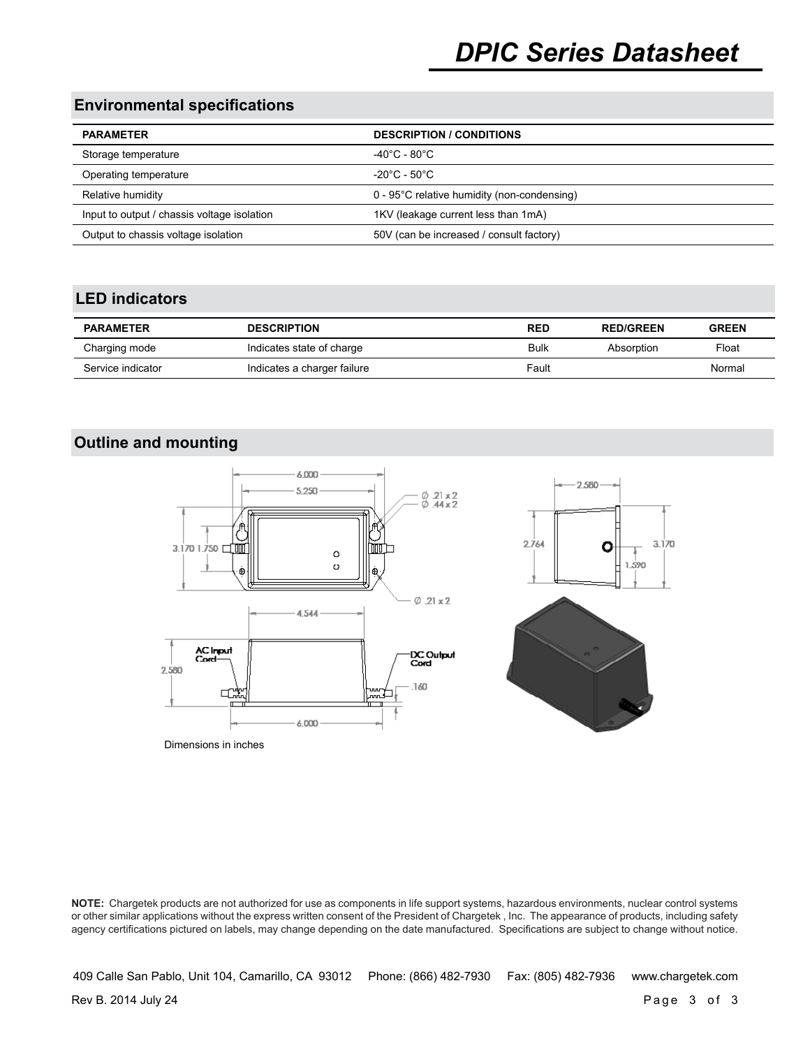# DPIC Series Datasheet

## Environmental specifications

| PARAMETER | DESCRIPTION / CONDITIONS |
|---|---|
| Storage temperature | -40°C - 80°C |
| Operating temperature | -20°C - 50°C |
| Relative humidity | 0 - 95°C relative humidity (non-condensing) |
| Input to output / chassis voltage isolation | 1KV (leakage current less than 1mA) |
| Output to chassis voltage isolation | 50V (can be increased / consult factory) |

## LED indicators

| PARAMETER | DESCRIPTION | RED | RED/GREEN | GREEN |
|---|---|---|---|---|
| Charging mode | Indicates state of charge | Bulk | Absorption | Float |
| Service indicator | Indicates a charger failure | Fault | | Normal |

## Outline and mounting

6.000
5.250
Ø .21 x 2
Ø .44 x 2
3.170
1.750
Ø .21 x 2
2.580
2.764
3.170
1.590
4.544
AC Input Cord
DC Output Cord
2.580
.160
6.000

Dimensions in inches

**NOTE:** Chargetek products are not authorized for use as components in life support systems, hazardous environments, nuclear control systems or other similar applications without the express written consent of the President of Chargetek , Inc. The appearance of products, including safety agency certifications pictured on labels, may change depending on the date manufactured. Specifications are subject to change without notice.

409 Calle San Pablo, Unit 104, Camarillo, CA 93012 Phone: (866) 482-7930 Fax: (805) 482-7936 www.chargetek.com

Rev B. 2014 July 24